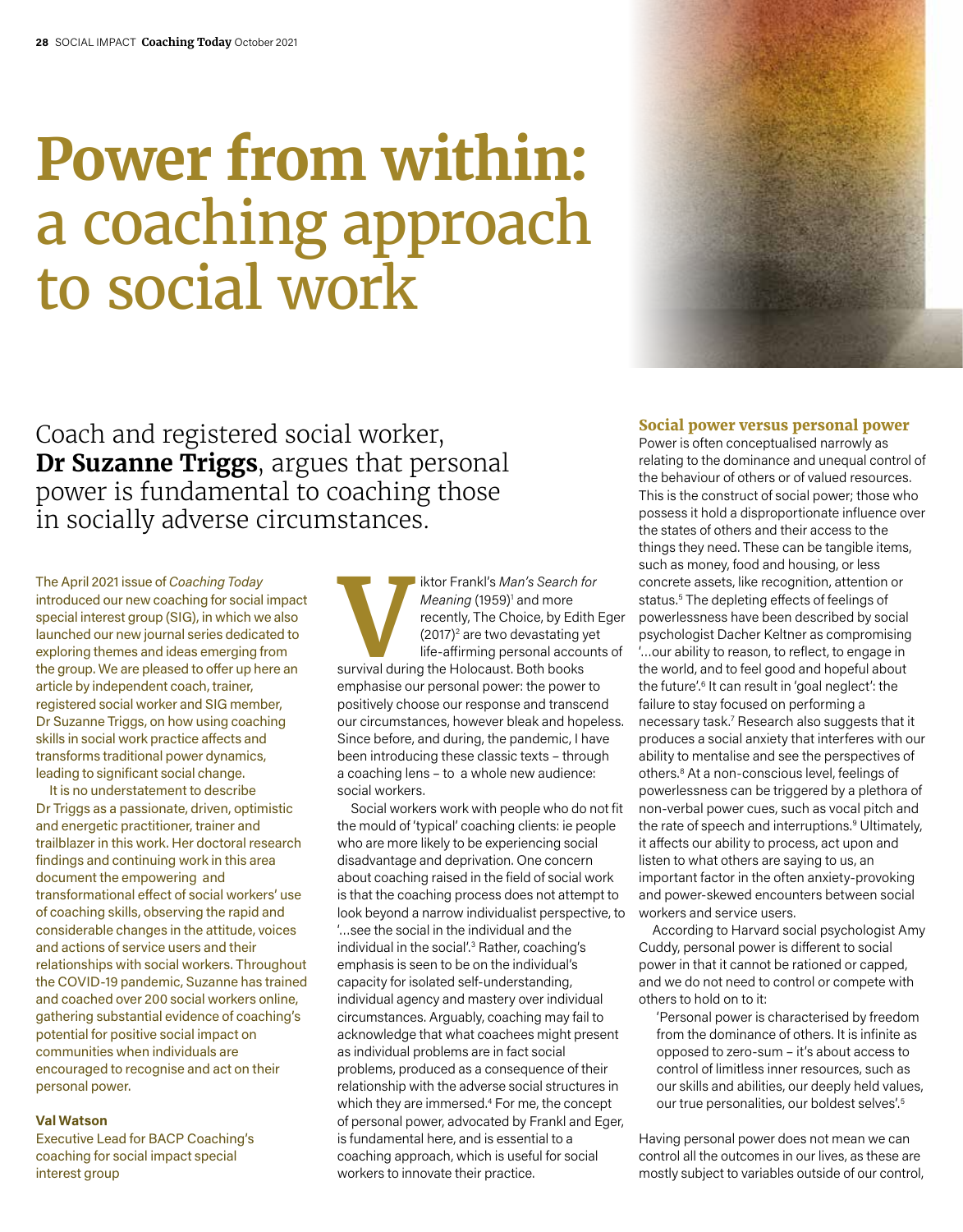# Power from within: a coaching approach to social work

Coach and registered social worker, **Dr Suzanne Triggs**, argues that personal power is fundamental to coaching those in socially adverse circumstances.

The April 2021 issue of *Coaching Today* introduced our new coaching for social impact special interest group (SIG), in which we also launched our new journal series dedicated to exploring themes and ideas emerging from the group. We are pleased to offer up here an article by independent coach, trainer, registered social worker and SIG member, Dr Suzanne Triggs, on how using coaching skills in social work practice affects and transforms traditional power dynamics, leading to significant social change.

It is no understatement to describe Dr Triggs as a passionate, driven, optimistic and energetic practitioner, trainer and trailblazer in this work. Her doctoral research findings and continuing work in this area document the empowering and transformational effect of social workers' use of coaching skills, observing the rapid and considerable changes in the attitude, voices and actions of service users and their relationships with social workers. Throughout the COVID-19 pandemic, Suzanne has trained and coached over 200 social workers online, gathering substantial evidence of coaching's potential for positive social impact on communities when individuals are encouraged to recognise and act on their personal power.

**Val Watson**
Executive Lead for BACP Coaching's coaching for social impact special interest group

Viktor Frankl's *Man's Search for Meaning* (1959)[1] and more recently, The Choice, by Edith Eger (2017)[2] are two devastating yet life-affirming personal accounts of survival during the Holocaust. Both books emphasise our personal power: the power to positively choose our response and transcend our circumstances, however bleak and hopeless. Since before, and during, the pandemic, I have been introducing these classic texts – through a coaching lens – to a whole new audience: social workers.

Social workers work with people who do not fit the mould of 'typical' coaching clients: ie people who are more likely to be experiencing social disadvantage and deprivation. One concern about coaching raised in the field of social work is that the coaching process does not attempt to look beyond a narrow individualist perspective, to '…see the social in the individual and the individual in the social'.[3] Rather, coaching's emphasis is seen to be on the individual's capacity for isolated self-understanding, individual agency and mastery over individual circumstances. Arguably, coaching may fail to acknowledge that what coachees might present as individual problems are in fact social problems, produced as a consequence of their relationship with the adverse social structures in which they are immersed.[4] For me, the concept of personal power, advocated by Frankl and Eger, is fundamental here, and is essential to a coaching approach, which is useful for social workers to innovate their practice.

## Social power versus personal power

Power is often conceptualised narrowly as relating to the dominance and unequal control of the behaviour of others or of valued resources. This is the construct of social power; those who possess it hold a disproportionate influence over the states of others and their access to the things they need. These can be tangible items, such as money, food and housing, or less concrete assets, like recognition, attention or status.[5] The depleting effects of feelings of powerlessness have been described by social psychologist Dacher Keltner as compromising '…our ability to reason, to reflect, to engage in the world, and to feel good and hopeful about the future'.[6] It can result in 'goal neglect': the failure to stay focused on performing a necessary task.[7] Research also suggests that it produces a social anxiety that interferes with our ability to mentalise and see the perspectives of others.[8] At a non-conscious level, feelings of powerlessness can be triggered by a plethora of non-verbal power cues, such as vocal pitch and the rate of speech and interruptions.[9] Ultimately, it affects our ability to process, act upon and listen to what others are saying to us, an important factor in the often anxiety-provoking and power-skewed encounters between social workers and service users.

According to Harvard social psychologist Amy Cuddy, personal power is different to social power in that it cannot be rationed or capped, and we do not need to control or compete with others to hold on to it:

> 'Personal power is characterised by freedom from the dominance of others. It is infinite as opposed to zero-sum – it's about access to control of limitless inner resources, such as our skills and abilities, our deeply held values, our true personalities, our boldest selves'.[5]

Having personal power does not mean we can control all the outcomes in our lives, as these are mostly subject to variables outside of our control,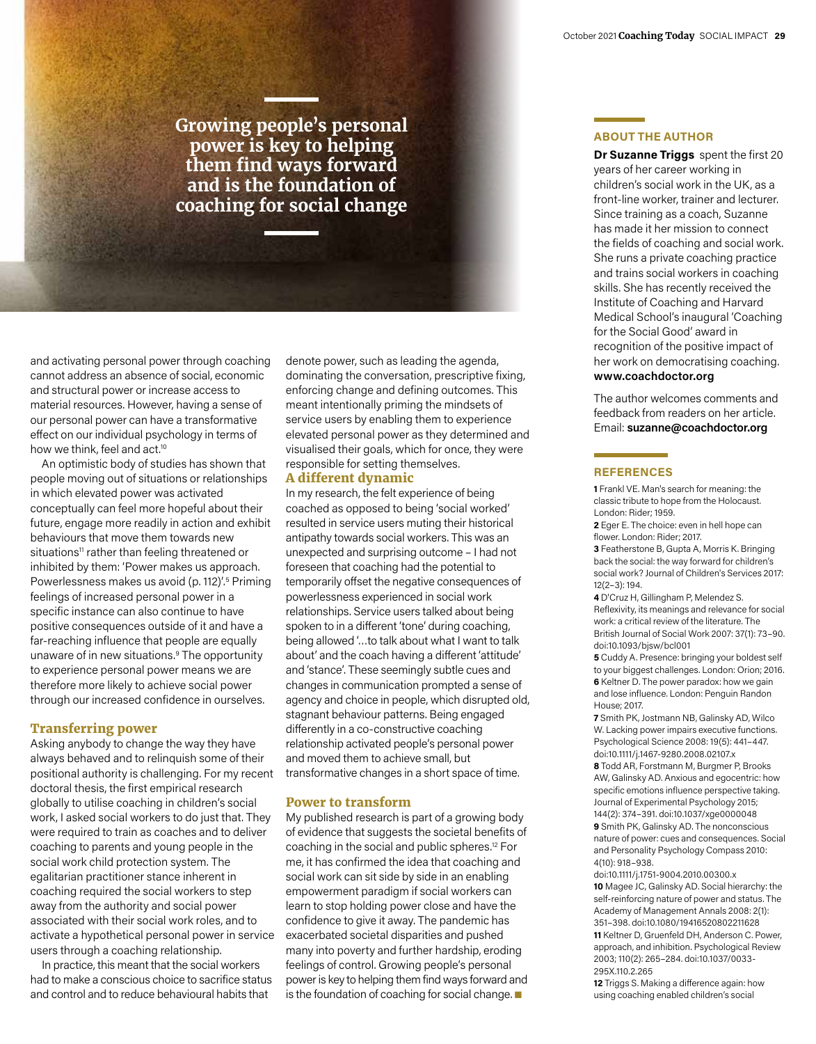**Growing people's personal power is key to helping them find ways forward and is the foundation of coaching for social change**

and activating personal power through coaching cannot address an absence of social, economic and structural power or increase access to material resources. However, having a sense of our personal power can have a transformative effect on our individual psychology in terms of how we think, feel and act.[10]

An optimistic body of studies has shown that people moving out of situations or relationships in which elevated power was activated conceptually can feel more hopeful about their future, engage more readily in action and exhibit behaviours that move them towards new situations[11] rather than feeling threatened or inhibited by them: 'Power makes us approach. Powerlessness makes us avoid (p. 112)'.[5] Priming feelings of increased personal power in a specific instance can also continue to have positive consequences outside of it and have a far-reaching influence that people are equally unaware of in new situations.[9] The opportunity to experience personal power means we are therefore more likely to achieve social power through our increased confidence in ourselves.

## Transferring power

Asking anybody to change the way they have always behaved and to relinquish some of their positional authority is challenging. For my recent doctoral thesis, the first empirical research globally to utilise coaching in children's social work, I asked social workers to do just that. They were required to train as coaches and to deliver coaching to parents and young people in the social work child protection system. The egalitarian practitioner stance inherent in coaching required the social workers to step away from the authority and social power associated with their social work roles, and to activate a hypothetical personal power in service users through a coaching relationship.

In practice, this meant that the social workers had to make a conscious choice to sacrifice status and control and to reduce behavioural habits that denote power, such as leading the agenda, dominating the conversation, prescriptive fixing, enforcing change and defining outcomes. This meant intentionally priming the mindsets of service users by enabling them to experience elevated personal power as they determined and visualised their goals, which for once, they were responsible for setting themselves.

## A different dynamic

In my research, the felt experience of being coached as opposed to being 'social worked' resulted in service users muting their historical antipathy towards social workers. This was an unexpected and surprising outcome – I had not foreseen that coaching had the potential to temporarily offset the negative consequences of powerlessness experienced in social work relationships. Service users talked about being spoken to in a different 'tone' during coaching, being allowed '…to talk about what I want to talk about' and the coach having a different 'attitude' and 'stance'. These seemingly subtle cues and changes in communication prompted a sense of agency and choice in people, which disrupted old, stagnant behaviour patterns. Being engaged differently in a co-constructive coaching relationship activated people's personal power and moved them to achieve small, but transformative changes in a short space of time.

## Power to transform

My published research is part of a growing body of evidence that suggests the societal benefits of coaching in the social and public spheres.[12] For me, it has confirmed the idea that coaching and social work can sit side by side in an enabling empowerment paradigm if social workers can learn to stop holding power close and have the confidence to give it away. The pandemic has exacerbated societal disparities and pushed many into poverty and further hardship, eroding feelings of control. Growing people's personal power is key to helping them find ways forward and is the foundation of coaching for social change. ■

## ABOUT THE AUTHOR

**Dr Suzanne Triggs** spent the first 20 years of her career working in children's social work in the UK, as a front-line worker, trainer and lecturer. Since training as a coach, Suzanne has made it her mission to connect the fields of coaching and social work. She runs a private coaching practice and trains social workers in coaching skills. She has recently received the Institute of Coaching and Harvard Medical School's inaugural 'Coaching for the Social Good' award in recognition of the positive impact of her work on democratising coaching. **www.coachdoctor.org**

The author welcomes comments and feedback from readers on her article. Email: **suzanne@coachdoctor.org**

## REFERENCES

**1** Frankl VE. Man's search for meaning: the classic tribute to hope from the Holocaust. London: Rider; 1959.

**2** Eger E. The choice: even in hell hope can flower. London: Rider; 2017.

**3** Featherstone B, Gupta A, Morris K. Bringing back the social: the way forward for children's social work? Journal of Children's Services 2017: 12(2–3): 194.

**4** D'Cruz H, Gillingham P, Melendez S. Reflexivity, its meanings and relevance for social work: a critical review of the literature. The British Journal of Social Work 2007: 37(1): 73–90. doi:10.1093/bjsw/bcl001

**5** Cuddy A. Presence: bringing your boldest self to your biggest challenges. London: Orion; 2016.

**6** Keltner D. The power paradox: how we gain and lose influence. London: Penguin Randon House; 2017.

**7** Smith PK, Jostmann NB, Galinsky AD, Wilco W. Lacking power impairs executive functions. Psychological Science 2008: 19(5): 441–447. doi:10.1111/j.1467-9280.2008.02107.x

**8** Todd AR, Forstmann M, Burgmer P, Brooks AW, Galinsky AD. Anxious and egocentric: how specific emotions influence perspective taking. Journal of Experimental Psychology 2015; 144(2): 374–391. doi:10.1037/xge0000048

**9** Smith PK, Galinsky AD. The nonconscious nature of power: cues and consequences. Social and Personality Psychology Compass 2010: 4(10): 918–938. doi:10.1111/j.1751-9004.2010.00300.x

**10** Magee JC, Galinsky AD. Social hierarchy: the self-reinforcing nature of power and status. The Academy of Management Annals 2008: 2(1): 351–398. doi:10.1080/19416520802211628

**11** Keltner D, Gruenfeld DH, Anderson C. Power, approach, and inhibition. Psychological Review 2003; 110(2): 265–284. doi:10.1037/0033-295X.110.2.265

**12** Triggs S. Making a difference again: how using coaching enabled children's social